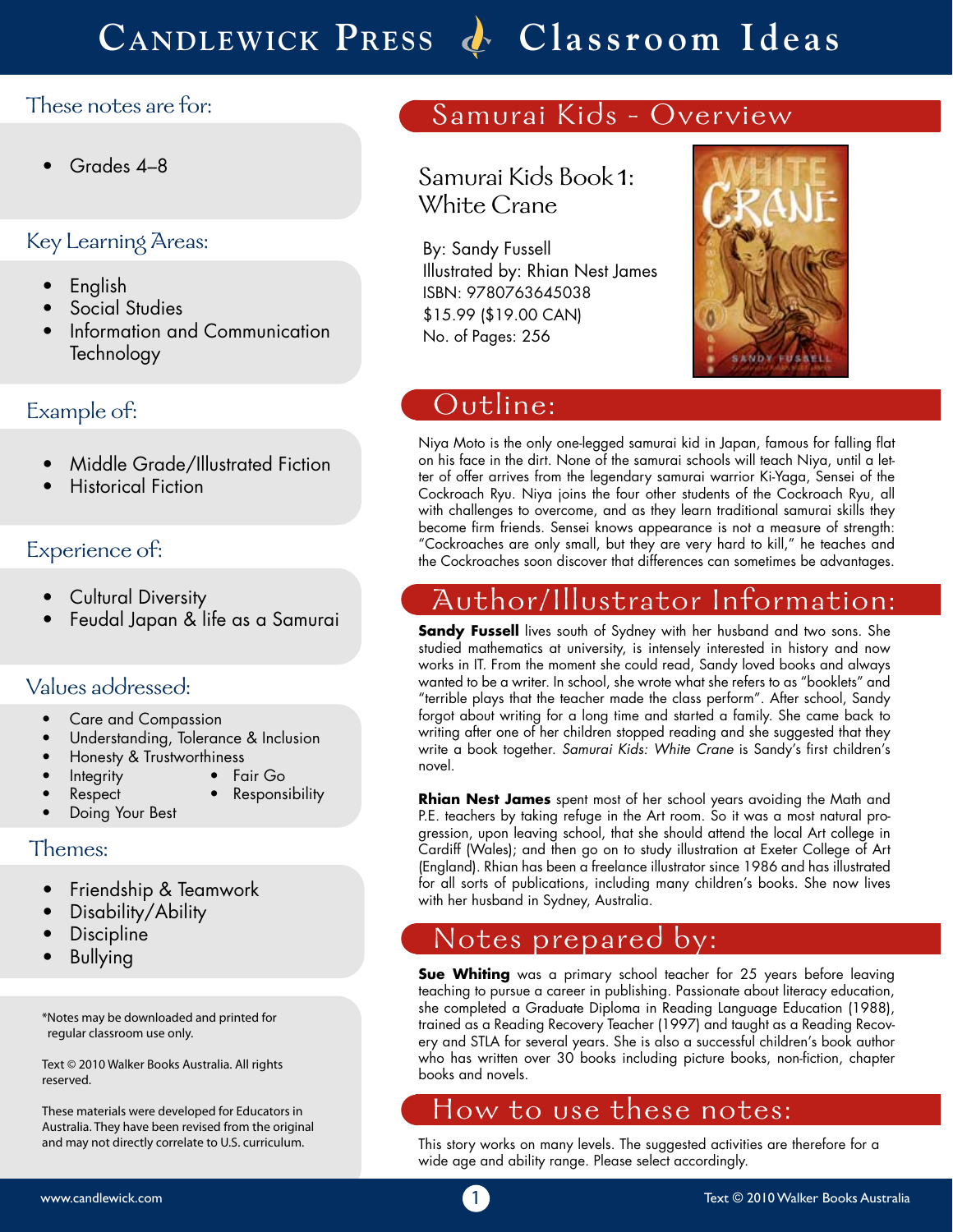# Candlewick Press Classroom Ideas

## These notes are for:

- Grades 4–8

## Key Learning Areas:

- English
- Social Studies
- Information and Communication Technology

## Example of:

- Middle Grade/Illustrated Fiction
- Historical Fiction

## Experience of:

- Cultural Diversity
- Feudal Japan & life as a Samurai

## Values addressed:

- Care and Compassion
- Understanding, Tolerance & Inclusion
- Honesty & Trustworthiness
- Integrity
- Fair Go
- Respect
- Responsibility
- Doing Your Best

## Themes:

- Friendship & Teamwork
- Disability/Ability
- Discipline
- Bullying

*Notes may be downloaded and printed for regular classroom use only.

Text © 2010 Walker Books Australia. All rights reserved.

These materials were developed for Educators in Australia. They have been revised from the original and may not directly correlate to U.S. curriculum.

## Samurai Kids - Overview

### Samurai Kids Book 1: White Crane

By: Sandy Fussell
Illustrated by: Rhian Nest James
ISBN: 9780763645038
$15.99 ($19.00 CAN)
No. of Pages: 256

## Outline:

Niya Moto is the only one-legged samurai kid in Japan, famous for falling flat on his face in the dirt. None of the samurai schools will teach Niya, until a letter of offer arrives from the legendary samurai warrior Ki-Yaga, Sensei of the Cockroach Ryu. Niya joins the four other students of the Cockroach Ryu, all with challenges to overcome, and as they learn traditional samurai skills they become firm friends. Sensei knows appearance is not a measure of strength: "Cockroaches are only small, but they are very hard to kill," he teaches and the Cockroaches soon discover that differences can sometimes be advantages.

## Author/Illustrator Information:

**Sandy Fussell** lives south of Sydney with her husband and two sons. She studied mathematics at university, is intensely interested in history and now works in IT. From the moment she could read, Sandy loved books and always wanted to be a writer. In school, she wrote what she refers to as "booklets" and "terrible plays that the teacher made the class perform". After school, Sandy forgot about writing for a long time and started a family. She came back to writing after one of her children stopped reading and she suggested that they write a book together. *Samurai Kids: White Crane* is Sandy's first children's novel.

**Rhian Nest James** spent most of her school years avoiding the Math and P.E. teachers by taking refuge in the Art room. So it was a most natural progression, upon leaving school, that she should attend the local Art college in Cardiff (Wales); and then go on to study illustration at Exeter College of Art (England). Rhian has been a freelance illustrator since 1986 and has illustrated for all sorts of publications, including many children's books. She now lives with her husband in Sydney, Australia.

## Notes prepared by:

**Sue Whiting** was a primary school teacher for 25 years before leaving teaching to pursue a career in publishing. Passionate about literacy education, she completed a Graduate Diploma in Reading Language Education (1988), trained as a Reading Recovery Teacher (1997) and taught as a Reading Recovery and STLA for several years. She is also a successful children's book author who has written over 30 books including picture books, non-fiction, chapter books and novels.

## How to use these notes:

This story works on many levels. The suggested activities are therefore for a wide age and ability range. Please select accordingly.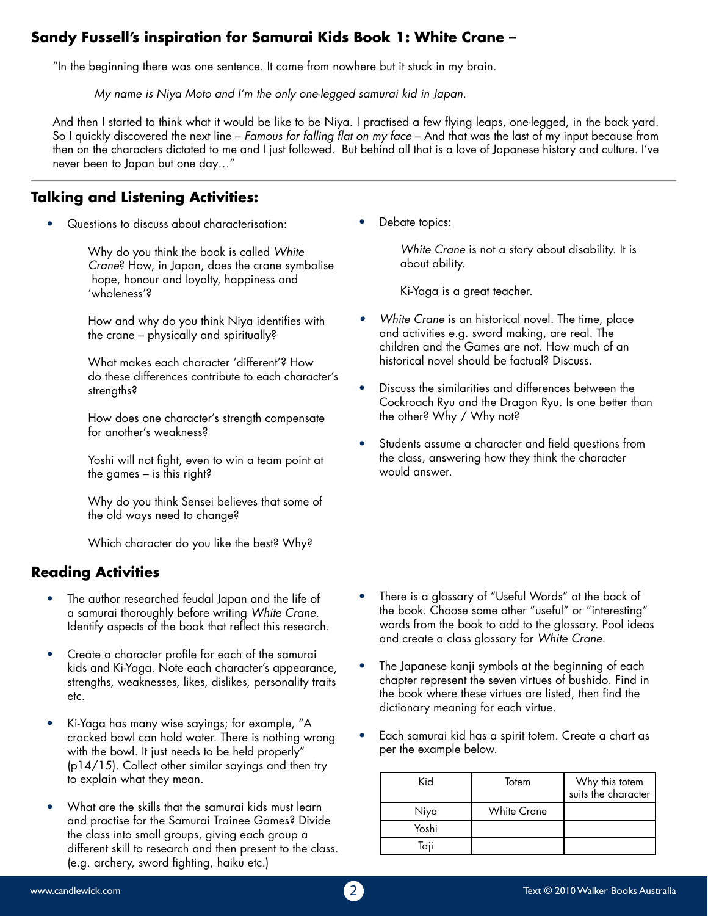## Sandy Fussell's inspiration for Samurai Kids Book 1: White Crane –

"In the beginning there was one sentence. It came from nowhere but it stuck in my brain.

*My name is Niya Moto and I'm the only one-legged samurai kid in Japan.*

And then I started to think what it would be like to be Niya. I practised a few flying leaps, one-legged, in the back yard. So I quickly discovered the next line – *Famous for falling flat on my face* – And that was the last of my input because from then on the characters dictated to me and I just followed. But behind all that is a love of Japanese history and culture. I've never been to Japan but one day…"

---

## Talking and Listening Activities:

- Questions to discuss about characterisation:

  Why do you think the book is called *White Crane*? How, in Japan, does the crane symbolise hope, honour and loyalty, happiness and 'wholeness'?

  How and why do you think Niya identifies with the crane – physically and spiritually?

  What makes each character 'different'? How do these differences contribute to each character's strengths?

  How does one character's strength compensate for another's weakness?

  Yoshi will not fight, even to win a team point at the games – is this right?

  Why do you think Sensei believes that some of the old ways need to change?

  Which character do you like the best? Why?

- Debate topics:

  *White Crane* is not a story about disability. It is about ability.

  Ki-Yaga is a great teacher.

- *White Crane* is an historical novel. The time, place and activities e.g. sword making, are real. The children and the Games are not. How much of an historical novel should be factual? Discuss.

- Discuss the similarities and differences between the Cockroach Ryu and the Dragon Ryu. Is one better than the other? Why / Why not?

- Students assume a character and field questions from the class, answering how they think the character would answer.

## Reading Activities

- The author researched feudal Japan and the life of a samurai thoroughly before writing *White Crane*. Identify aspects of the book that reflect this research.

- Create a character profile for each of the samurai kids and Ki-Yaga. Note each character's appearance, strengths, weaknesses, likes, dislikes, personality traits etc.

- Ki-Yaga has many wise sayings; for example, "A cracked bowl can hold water. There is nothing wrong with the bowl. It just needs to be held properly" (p14/15). Collect other similar sayings and then try to explain what they mean.

- What are the skills that the samurai kids must learn and practise for the Samurai Trainee Games? Divide the class into small groups, giving each group a different skill to research and then present to the class. (e.g. archery, sword fighting, haiku etc.)

- There is a glossary of "Useful Words" at the back of the book. Choose some other "useful" or "interesting" words from the book to add to the glossary. Pool ideas and create a class glossary for *White Crane*.

- The Japanese kanji symbols at the beginning of each chapter represent the seven virtues of bushido. Find in the book where these virtues are listed, then find the dictionary meaning for each virtue.

- Each samurai kid has a spirit totem. Create a chart as per the example below.

| Kid | Totem | Why this totem suits the character |
|---|---|---|
| Niya | White Crane | |
| Yoshi | | |
| Taji | | |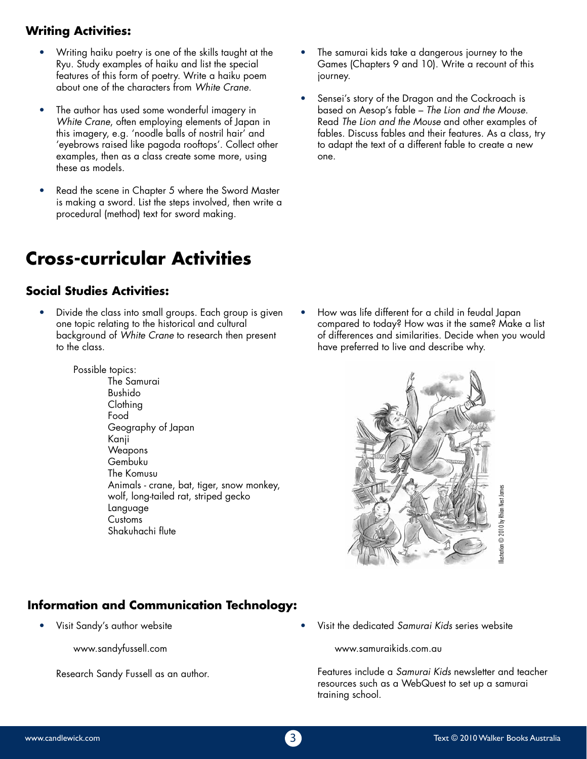### Writing Activities:

- Writing haiku poetry is one of the skills taught at the Ryu. Study examples of haiku and list the special features of this form of poetry. Write a haiku poem about one of the characters from *White Crane*.
- The author has used some wonderful imagery in *White Crane*, often employing elements of Japan in this imagery, e.g. 'noodle balls of nostril hair' and 'eyebrows raised like pagoda rooftops'. Collect other examples, then as a class create some more, using these as models.
- Read the scene in Chapter 5 where the Sword Master is making a sword. List the steps involved, then write a procedural (method) text for sword making.
- The samurai kids take a dangerous journey to the Games (Chapters 9 and 10). Write a recount of this journey.
- Sensei's story of the Dragon and the Cockroach is based on Aesop's fable – *The Lion and the Mouse*. Read *The Lion and the Mouse* and other examples of fables. Discuss fables and their features. As a class, try to adapt the text of a different fable to create a new one.

## Cross-curricular Activities

### Social Studies Activities:

- Divide the class into small groups. Each group is given one topic relating to the historical and cultural background of *White Crane* to research then present to the class.

  Possible topics:
  - The Samurai
  - Bushido
  - Clothing
  - Food
  - Geography of Japan
  - Kanji
  - Weapons
  - Gembuku
  - The Komusu
  - Animals - crane, bat, tiger, snow monkey, wolf, long-tailed rat, striped gecko
  - Language
  - Customs
  - Shakuhachi flute

- How was life different for a child in feudal Japan compared to today? How was it the same? Make a list of differences and similarities. Decide when you would have preferred to live and describe why.

Illustration © 2010 by Rhian Nest James

### Information and Communication Technology:

- Visit Sandy's author website

  www.sandyfussell.com

  Research Sandy Fussell as an author.

- Visit the dedicated *Samurai Kids* series website

  www.samuraikids.com.au

  Features include a *Samurai Kids* newsletter and teacher resources such as a WebQuest to set up a samurai training school.